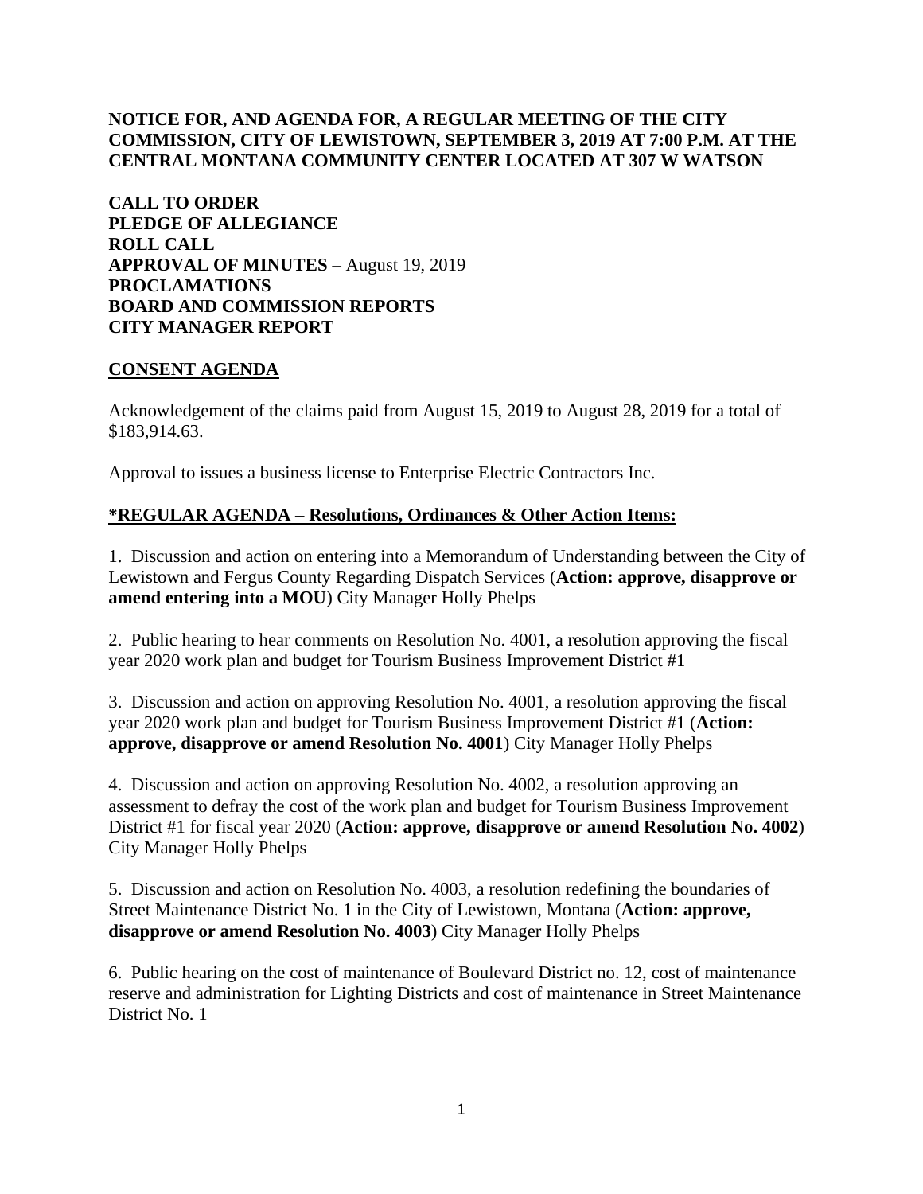**NOTICE FOR, AND AGENDA FOR, A REGULAR MEETING OF THE CITY COMMISSION, CITY OF LEWISTOWN, SEPTEMBER 3, 2019 AT 7:00 P.M. AT THE CENTRAL MONTANA COMMUNITY CENTER LOCATED AT 307 W WATSON**

**CALL TO ORDER**
**PLEDGE OF ALLEGIANCE**
**ROLL CALL**
**APPROVAL OF MINUTES** – August 19, 2019
**PROCLAMATIONS**
**BOARD AND COMMISSION REPORTS**
**CITY MANAGER REPORT**

**CONSENT AGENDA**

Acknowledgement of the claims paid from August 15, 2019 to August 28, 2019 for a total of $183,914.63.

Approval to issues a business license to Enterprise Electric Contractors Inc.

**\*REGULAR AGENDA – Resolutions, Ordinances & Other Action Items:**

1. Discussion and action on entering into a Memorandum of Understanding between the City of Lewistown and Fergus County Regarding Dispatch Services (**Action: approve, disapprove or amend entering into a MOU**) City Manager Holly Phelps

2. Public hearing to hear comments on Resolution No. 4001, a resolution approving the fiscal year 2020 work plan and budget for Tourism Business Improvement District #1

3. Discussion and action on approving Resolution No. 4001, a resolution approving the fiscal year 2020 work plan and budget for Tourism Business Improvement District #1 (**Action: approve, disapprove or amend Resolution No. 4001**) City Manager Holly Phelps

4. Discussion and action on approving Resolution No. 4002, a resolution approving an assessment to defray the cost of the work plan and budget for Tourism Business Improvement District #1 for fiscal year 2020 (**Action: approve, disapprove or amend Resolution No. 4002**) City Manager Holly Phelps

5. Discussion and action on Resolution No. 4003, a resolution redefining the boundaries of Street Maintenance District No. 1 in the City of Lewistown, Montana (**Action: approve, disapprove or amend Resolution No. 4003**) City Manager Holly Phelps

6. Public hearing on the cost of maintenance of Boulevard District no. 12, cost of maintenance reserve and administration for Lighting Districts and cost of maintenance in Street Maintenance District No. 1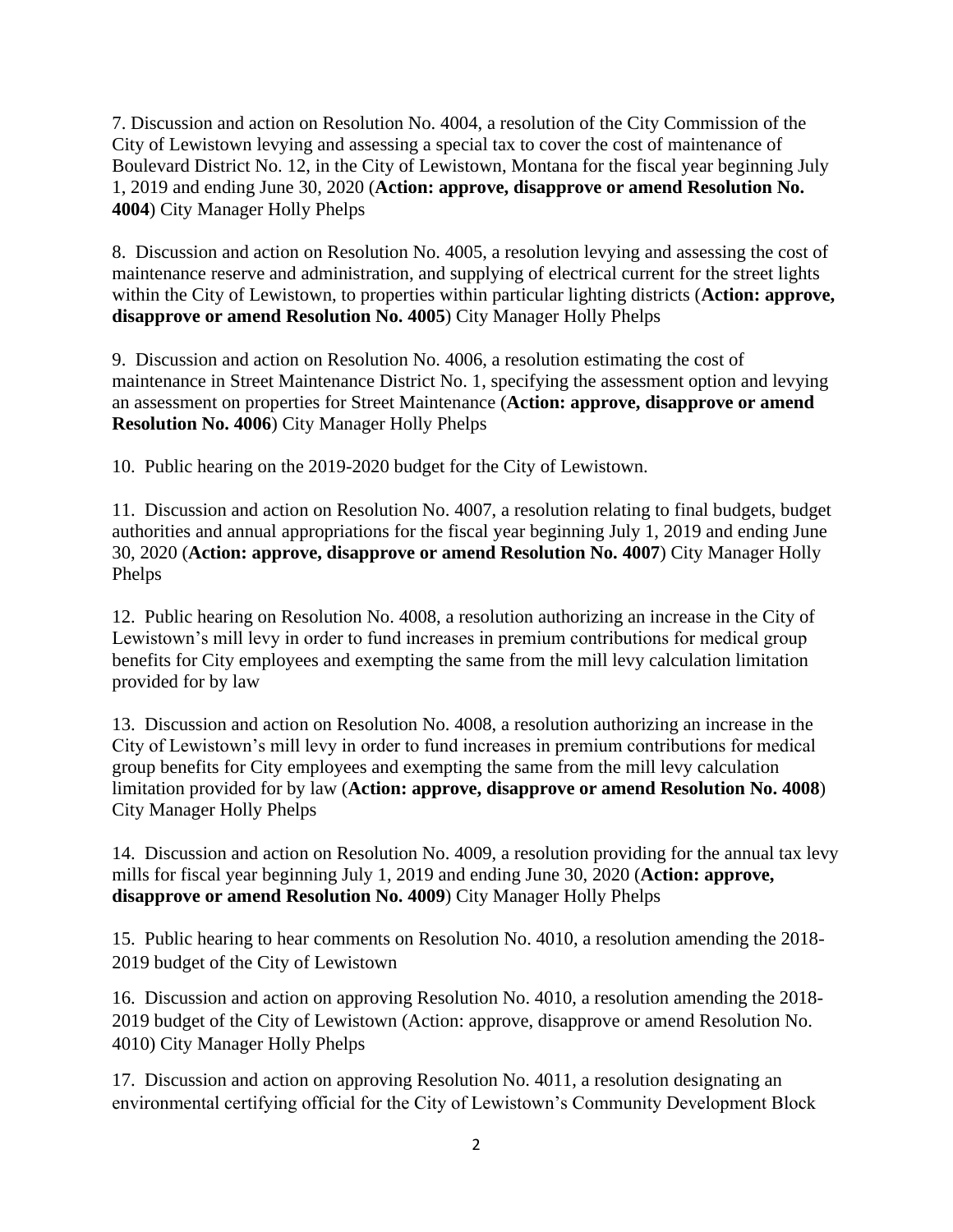7. Discussion and action on Resolution No. 4004, a resolution of the City Commission of the City of Lewistown levying and assessing a special tax to cover the cost of maintenance of Boulevard District No. 12, in the City of Lewistown, Montana for the fiscal year beginning July 1, 2019 and ending June 30, 2020 (**Action: approve, disapprove or amend Resolution No. 4004**) City Manager Holly Phelps

8. Discussion and action on Resolution No. 4005, a resolution levying and assessing the cost of maintenance reserve and administration, and supplying of electrical current for the street lights within the City of Lewistown, to properties within particular lighting districts (**Action: approve, disapprove or amend Resolution No. 4005**) City Manager Holly Phelps

9. Discussion and action on Resolution No. 4006, a resolution estimating the cost of maintenance in Street Maintenance District No. 1, specifying the assessment option and levying an assessment on properties for Street Maintenance (**Action: approve, disapprove or amend Resolution No. 4006**) City Manager Holly Phelps

10. Public hearing on the 2019-2020 budget for the City of Lewistown.

11. Discussion and action on Resolution No. 4007, a resolution relating to final budgets, budget authorities and annual appropriations for the fiscal year beginning July 1, 2019 and ending June 30, 2020 (**Action: approve, disapprove or amend Resolution No. 4007**) City Manager Holly Phelps

12. Public hearing on Resolution No. 4008, a resolution authorizing an increase in the City of Lewistown's mill levy in order to fund increases in premium contributions for medical group benefits for City employees and exempting the same from the mill levy calculation limitation provided for by law

13. Discussion and action on Resolution No. 4008, a resolution authorizing an increase in the City of Lewistown's mill levy in order to fund increases in premium contributions for medical group benefits for City employees and exempting the same from the mill levy calculation limitation provided for by law (**Action: approve, disapprove or amend Resolution No. 4008**) City Manager Holly Phelps

14. Discussion and action on Resolution No. 4009, a resolution providing for the annual tax levy mills for fiscal year beginning July 1, 2019 and ending June 30, 2020 (**Action: approve, disapprove or amend Resolution No. 4009**) City Manager Holly Phelps

15. Public hearing to hear comments on Resolution No. 4010, a resolution amending the 2018-2019 budget of the City of Lewistown

16. Discussion and action on approving Resolution No. 4010, a resolution amending the 2018-2019 budget of the City of Lewistown (Action: approve, disapprove or amend Resolution No. 4010) City Manager Holly Phelps

17. Discussion and action on approving Resolution No. 4011, a resolution designating an environmental certifying official for the City of Lewistown's Community Development Block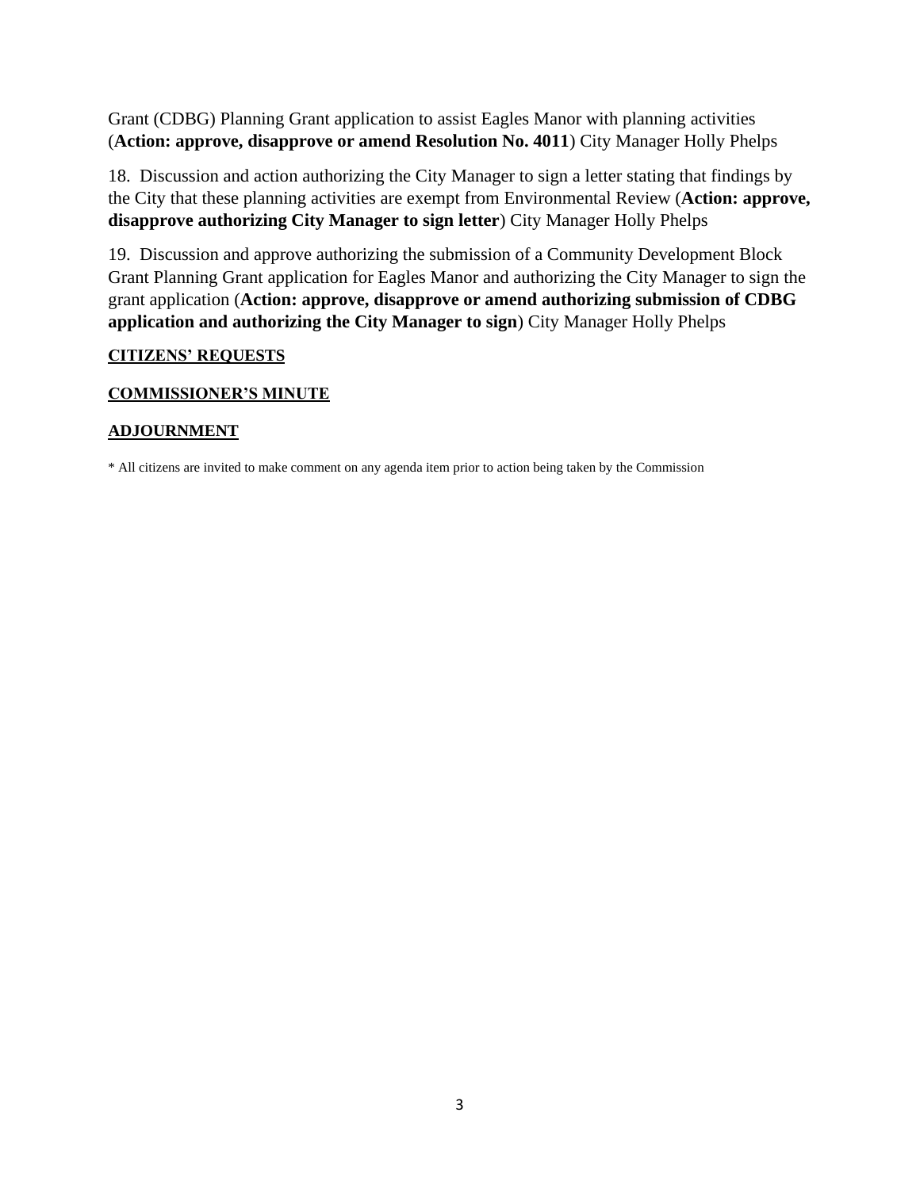Grant (CDBG) Planning Grant application to assist Eagles Manor with planning activities (**Action: approve, disapprove or amend Resolution No. 4011**) City Manager Holly Phelps

18. Discussion and action authorizing the City Manager to sign a letter stating that findings by the City that these planning activities are exempt from Environmental Review (**Action: approve, disapprove authorizing City Manager to sign letter**) City Manager Holly Phelps

19. Discussion and approve authorizing the submission of a Community Development Block Grant Planning Grant application for Eagles Manor and authorizing the City Manager to sign the grant application (**Action: approve, disapprove or amend authorizing submission of CDBG application and authorizing the City Manager to sign**) City Manager Holly Phelps

**CITIZENS' REQUESTS**

**COMMISSIONER'S MINUTE**

**ADJOURNMENT**

* All citizens are invited to make comment on any agenda item prior to action being taken by the Commission